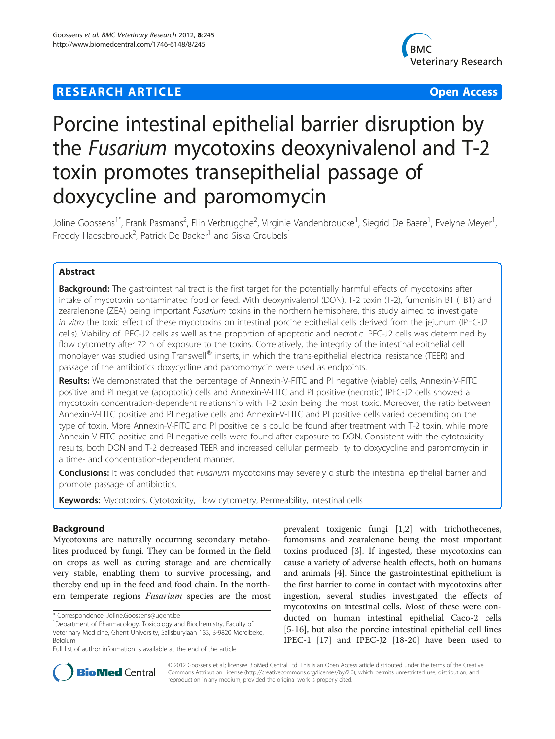**RESEARCH ARTICLE** **Open Access**

# Porcine intestinal epithelial barrier disruption by the *Fusarium* mycotoxins deoxynivalenol and T-2 toxin promotes transepithelial passage of doxycycline and paromomycin

Joline Goossens[1*], Frank Pasmans[2], Elin Verbrugghe[2], Virginie Vandenbroucke[1], Siegrid De Baere[1], Evelyne Meyer[1], Freddy Haesebrouck[2], Patrick De Backer[1] and Siska Croubels[1]

## Abstract

**Background:** The gastrointestinal tract is the first target for the potentially harmful effects of mycotoxins after intake of mycotoxin contaminated food or feed. With deoxynivalenol (DON), T-2 toxin (T-2), fumonisin B1 (FB1) and zearalenone (ZEA) being important *Fusarium* toxins in the northern hemisphere, this study aimed to investigate *in vitro* the toxic effect of these mycotoxins on intestinal porcine epithelial cells derived from the jejunum (IPEC-J2 cells). Viability of IPEC-J2 cells as well as the proportion of apoptotic and necrotic IPEC-J2 cells was determined by flow cytometry after 72 h of exposure to the toxins. Correlatively, the integrity of the intestinal epithelial cell monolayer was studied using Transwell® inserts, in which the trans-epithelial electrical resistance (TEER) and passage of the antibiotics doxycycline and paromomycin were used as endpoints.

**Results:** We demonstrated that the percentage of Annexin-V-FITC and PI negative (viable) cells, Annexin-V-FITC positive and PI negative (apoptotic) cells and Annexin-V-FITC and PI positive (necrotic) IPEC-J2 cells showed a mycotoxin concentration-dependent relationship with T-2 toxin being the most toxic. Moreover, the ratio between Annexin-V-FITC positive and PI negative cells and Annexin-V-FITC and PI positive cells varied depending on the type of toxin. More Annexin-V-FITC and PI positive cells could be found after treatment with T-2 toxin, while more Annexin-V-FITC positive and PI negative cells were found after exposure to DON. Consistent with the cytotoxicity results, both DON and T-2 decreased TEER and increased cellular permeability to doxycycline and paromomycin in a time- and concentration-dependent manner.

**Conclusions:** It was concluded that *Fusarium* mycotoxins may severely disturb the intestinal epithelial barrier and promote passage of antibiotics.

**Keywords:** Mycotoxins, Cytotoxicity, Flow cytometry, Permeability, Intestinal cells

## Background

Mycotoxins are naturally occurring secondary metabolites produced by fungi. They can be formed in the field on crops as well as during storage and are chemically very stable, enabling them to survive processing, and thereby end up in the feed and food chain. In the northern temperate regions *Fusarium* species are the most prevalent toxigenic fungi [1,2] with trichothecenes, fumonisins and zearalenone being the most important toxins produced [3]. If ingested, these mycotoxins can cause a variety of adverse health effects, both on humans and animals [4]. Since the gastrointestinal epithelium is the first barrier to come in contact with mycotoxins after ingestion, several studies investigated the effects of mycotoxins on intestinal cells. Most of these were conducted on human intestinal epithelial Caco-2 cells [5-16], but also the porcine intestinal epithelial cell lines IPEC-1 [17] and IPEC-J2 [18-20] have been used to

\* Correspondence: Joline.Goossens@ugent.be
[1]Department of Pharmacology, Toxicology and Biochemistry, Faculty of Veterinary Medicine, Ghent University, Salisburylaan 133, B-9820 Merelbeke, Belgium
Full list of author information is available at the end of the article

© 2012 Goossens et al.; licensee BioMed Central Ltd. This is an Open Access article distributed under the terms of the Creative Commons Attribution License (http://creativecommons.org/licenses/by/2.0), which permits unrestricted use, distribution, and reproduction in any medium, provided the original work is properly cited.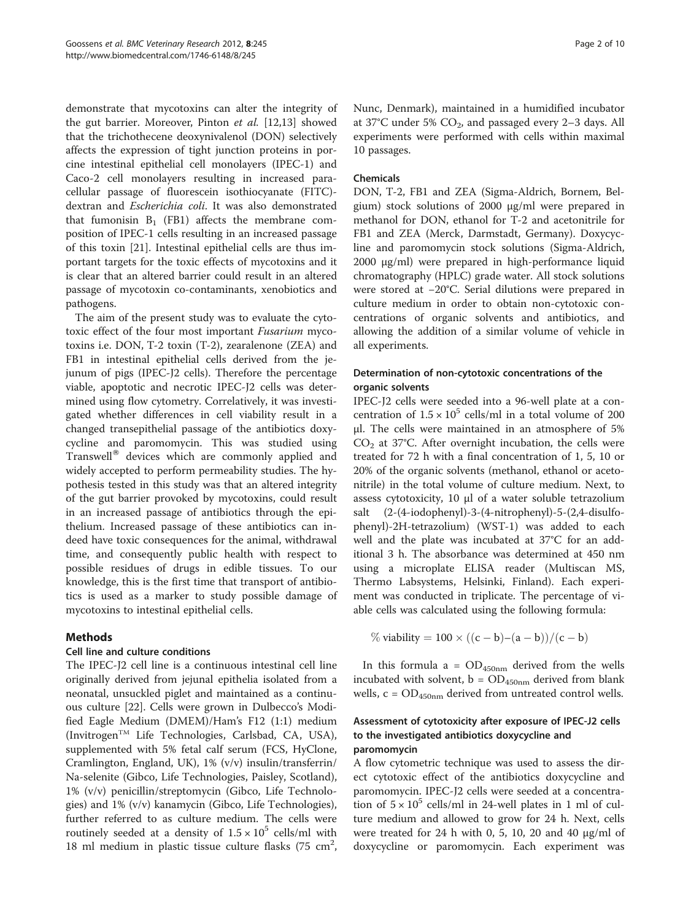demonstrate that mycotoxins can alter the integrity of the gut barrier. Moreover, Pinton *et al.* [12,13] showed that the trichothecene deoxynivalenol (DON) selectively affects the expression of tight junction proteins in porcine intestinal epithelial cell monolayers (IPEC-1) and Caco-2 cell monolayers resulting in increased paracellular passage of fluorescein isothiocyanate (FITC)-dextran and *Escherichia coli*. It was also demonstrated that fumonisin $B_1$ (FB1) affects the membrane composition of IPEC-1 cells resulting in an increased passage of this toxin [21]. Intestinal epithelial cells are thus important targets for the toxic effects of mycotoxins and it is clear that an altered barrier could result in an altered passage of mycotoxin co-contaminants, xenobiotics and pathogens.

The aim of the present study was to evaluate the cytotoxic effect of the four most important *Fusarium* mycotoxins i.e. DON, T-2 toxin (T-2), zearalenone (ZEA) and FB1 in intestinal epithelial cells derived from the jejunum of pigs (IPEC-J2 cells). Therefore the percentage viable, apoptotic and necrotic IPEC-J2 cells was determined using flow cytometry. Correlatively, it was investigated whether differences in cell viability result in a changed transepithelial passage of the antibiotics doxycycline and paromomycin. This was studied using Transwell® devices which are commonly applied and widely accepted to perform permeability studies. The hypothesis tested in this study was that an altered integrity of the gut barrier provoked by mycotoxins, could result in an increased passage of antibiotics through the epithelium. Increased passage of these antibiotics can indeed have toxic consequences for the animal, withdrawal time, and consequently public health with respect to possible residues of drugs in edible tissues. To our knowledge, this is the first time that transport of antibiotics is used as a marker to study possible damage of mycotoxins to intestinal epithelial cells.

## Methods

### Cell line and culture conditions

The IPEC-J2 cell line is a continuous intestinal cell line originally derived from jejunal epithelia isolated from a neonatal, unsuckled piglet and maintained as a continuous culture [22]. Cells were grown in Dulbecco's Modified Eagle Medium (DMEM)/Ham's F12 (1:1) medium (Invitrogen™ Life Technologies, Carlsbad, CA, USA), supplemented with 5% fetal calf serum (FCS, HyClone, Cramlington, England, UK), 1% (v/v) insulin/transferrin/Na-selenite (Gibco, Life Technologies, Paisley, Scotland), 1% (v/v) penicillin/streptomycin (Gibco, Life Technologies) and 1% (v/v) kanamycin (Gibco, Life Technologies), further referred to as culture medium. The cells were routinely seeded at a density of $1.5 \times 10^5$ cells/ml with 18 ml medium in plastic tissue culture flasks (75 $cm^2$, Nunc, Denmark), maintained in a humidified incubator at 37°C under 5% $CO_2$, and passaged every 2–3 days. All experiments were performed with cells within maximal 10 passages.

### Chemicals

DON, T-2, FB1 and ZEA (Sigma-Aldrich, Bornem, Belgium) stock solutions of 2000 μg/ml were prepared in methanol for DON, ethanol for T-2 and acetonitrile for FB1 and ZEA (Merck, Darmstadt, Germany). Doxycycline and paromomycin stock solutions (Sigma-Aldrich, 2000 μg/ml) were prepared in high-performance liquid chromatography (HPLC) grade water. All stock solutions were stored at −20°C. Serial dilutions were prepared in culture medium in order to obtain non-cytotoxic concentrations of organic solvents and antibiotics, and allowing the addition of a similar volume of vehicle in all experiments.

### Determination of non-cytotoxic concentrations of the organic solvents

IPEC-J2 cells were seeded into a 96-well plate at a concentration of $1.5 \times 10^5$ cells/ml in a total volume of 200 μl. The cells were maintained in an atmosphere of 5% $CO_2$ at 37°C. After overnight incubation, the cells were treated for 72 h with a final concentration of 1, 5, 10 or 20% of the organic solvents (methanol, ethanol or acetonitrile) in the total volume of culture medium. Next, to assess cytotoxicity, 10 μl of a water soluble tetrazolium salt (2-(4-iodophenyl)-3-(4-nitrophenyl)-5-(2,4-disulfophenyl)-2H-tetrazolium) (WST-1) was added to each well and the plate was incubated at 37°C for an additional 3 h. The absorbance was determined at 450 nm using a microplate ELISA reader (Multiscan MS, Thermo Labsystems, Helsinki, Finland). Each experiment was conducted in triplicate. The percentage of viable cells was calculated using the following formula:

$$\% \text{ viability} = 100 \times ((c - b) - (a - b))/(c - b)$$

In this formula a = $OD_{450nm}$ derived from the wells incubated with solvent, b = $OD_{450nm}$ derived from blank wells, c = $OD_{450nm}$ derived from untreated control wells.

### Assessment of cytotoxicity after exposure of IPEC-J2 cells to the investigated antibiotics doxycycline and paromomycin

A flow cytometric technique was used to assess the direct cytotoxic effect of the antibiotics doxycycline and paromomycin. IPEC-J2 cells were seeded at a concentration of $5 \times 10^5$ cells/ml in 24-well plates in 1 ml of culture medium and allowed to grow for 24 h. Next, cells were treated for 24 h with 0, 5, 10, 20 and 40 μg/ml of doxycycline or paromomycin. Each experiment was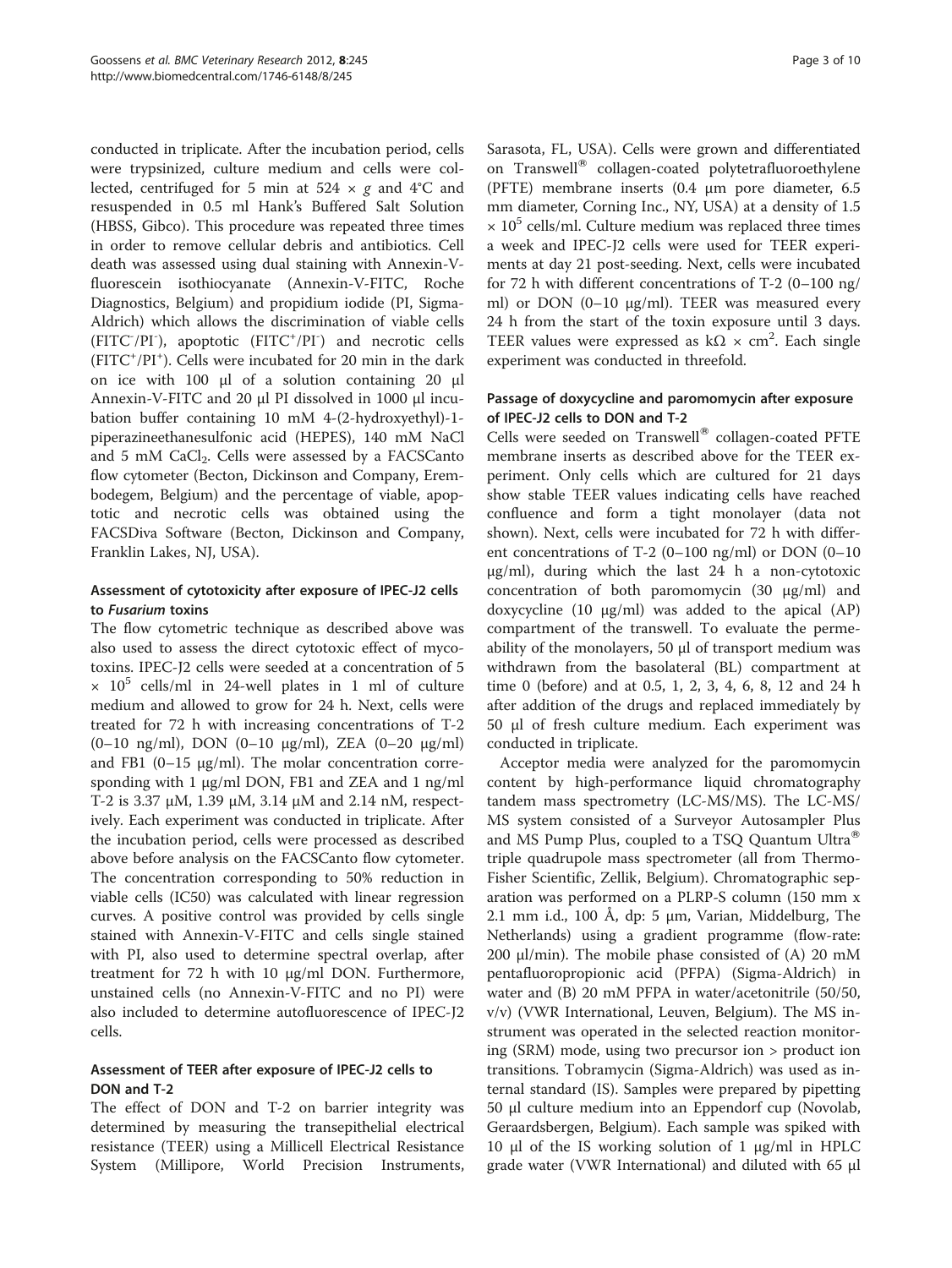conducted in triplicate. After the incubation period, cells were trypsinized, culture medium and cells were collected, centrifuged for 5 min at 524 × *g* and 4°C and resuspended in 0.5 ml Hank's Buffered Salt Solution (HBSS, Gibco). This procedure was repeated three times in order to remove cellular debris and antibiotics. Cell death was assessed using dual staining with Annexin-V-fluorescein isothiocyanate (Annexin-V-FITC, Roche Diagnostics, Belgium) and propidium iodide (PI, Sigma-Aldrich) which allows the discrimination of viable cells ($FITC^-/PI^-$), apoptotic ($FITC^+/PI^-$) and necrotic cells ($FITC^+/PI^+$). Cells were incubated for 20 min in the dark on ice with 100 μl of a solution containing 20 μl Annexin-V-FITC and 20 μl PI dissolved in 1000 μl incubation buffer containing 10 mM 4-(2-hydroxyethyl)-1-piperazineethanesulfonic acid (HEPES), 140 mM NaCl and 5 mM $CaCl_2$. Cells were assessed by a FACSCanto flow cytometer (Becton, Dickinson and Company, Erembodegem, Belgium) and the percentage of viable, apoptotic and necrotic cells was obtained using the FACSDiva Software (Becton, Dickinson and Company, Franklin Lakes, NJ, USA).

## Assessment of cytotoxicity after exposure of IPEC-J2 cells to *Fusarium* toxins

The flow cytometric technique as described above was also used to assess the direct cytotoxic effect of mycotoxins. IPEC-J2 cells were seeded at a concentration of 5 × $10^5$ cells/ml in 24-well plates in 1 ml of culture medium and allowed to grow for 24 h. Next, cells were treated for 72 h with increasing concentrations of T-2 (0–10 ng/ml), DON (0–10 μg/ml), ZEA (0–20 μg/ml) and FB1 (0–15 μg/ml). The molar concentration corresponding with 1 μg/ml DON, FB1 and ZEA and 1 ng/ml T-2 is 3.37 μM, 1.39 μM, 3.14 μM and 2.14 nM, respectively. Each experiment was conducted in triplicate. After the incubation period, cells were processed as described above before analysis on the FACSCanto flow cytometer. The concentration corresponding to 50% reduction in viable cells (IC50) was calculated with linear regression curves. A positive control was provided by cells single stained with Annexin-V-FITC and cells single stained with PI, also used to determine spectral overlap, after treatment for 72 h with 10 μg/ml DON. Furthermore, unstained cells (no Annexin-V-FITC and no PI) were also included to determine autofluorescence of IPEC-J2 cells.

## Assessment of TEER after exposure of IPEC-J2 cells to DON and T-2

The effect of DON and T-2 on barrier integrity was determined by measuring the transepithelial electrical resistance (TEER) using a Millicell Electrical Resistance System (Millipore, World Precision Instruments, Sarasota, FL, USA). Cells were grown and differentiated on Transwell® collagen-coated polytetrafluoroethylene (PFTE) membrane inserts (0.4 μm pore diameter, 6.5 mm diameter, Corning Inc., NY, USA) at a density of 1.5 × $10^5$ cells/ml. Culture medium was replaced three times a week and IPEC-J2 cells were used for TEER experiments at day 21 post-seeding. Next, cells were incubated for 72 h with different concentrations of T-2 (0–100 ng/ml) or DON (0–10 μg/ml). TEER was measured every 24 h from the start of the toxin exposure until 3 days. TEER values were expressed as kΩ × $cm^2$. Each single experiment was conducted in threefold.

## Passage of doxycycline and paromomycin after exposure of IPEC-J2 cells to DON and T-2

Cells were seeded on Transwell® collagen-coated PFTE membrane inserts as described above for the TEER experiment. Only cells which are cultured for 21 days show stable TEER values indicating cells have reached confluence and form a tight monolayer (data not shown). Next, cells were incubated for 72 h with different concentrations of T-2 (0–100 ng/ml) or DON (0–10 μg/ml), during which the last 24 h a non-cytotoxic concentration of both paromomycin (30 μg/ml) and doxycycline (10 μg/ml) was added to the apical (AP) compartment of the transwell. To evaluate the permeability of the monolayers, 50 μl of transport medium was withdrawn from the basolateral (BL) compartment at time 0 (before) and at 0.5, 1, 2, 3, 4, 6, 8, 12 and 24 h after addition of the drugs and replaced immediately by 50 μl of fresh culture medium. Each experiment was conducted in triplicate.

Acceptor media were analyzed for the paromomycin content by high-performance liquid chromatography tandem mass spectrometry (LC-MS/MS). The LC-MS/MS system consisted of a Surveyor Autosampler Plus and MS Pump Plus, coupled to a TSQ Quantum Ultra® triple quadrupole mass spectrometer (all from Thermo-Fisher Scientific, Zellik, Belgium). Chromatographic separation was performed on a PLRP-S column (150 mm x 2.1 mm i.d., 100 Å, dp: 5 μm, Varian, Middelburg, The Netherlands) using a gradient programme (flow-rate: 200 μl/min). The mobile phase consisted of (A) 20 mM pentafluoropropionic acid (PFPA) (Sigma-Aldrich) in water and (B) 20 mM PFPA in water/acetonitrile (50/50, v/v) (VWR International, Leuven, Belgium). The MS instrument was operated in the selected reaction monitoring (SRM) mode, using two precursor ion > product ion transitions. Tobramycin (Sigma-Aldrich) was used as internal standard (IS). Samples were prepared by pipetting 50 μl culture medium into an Eppendorf cup (Novolab, Geraardsbergen, Belgium). Each sample was spiked with 10 μl of the IS working solution of 1 μg/ml in HPLC grade water (VWR International) and diluted with 65 μl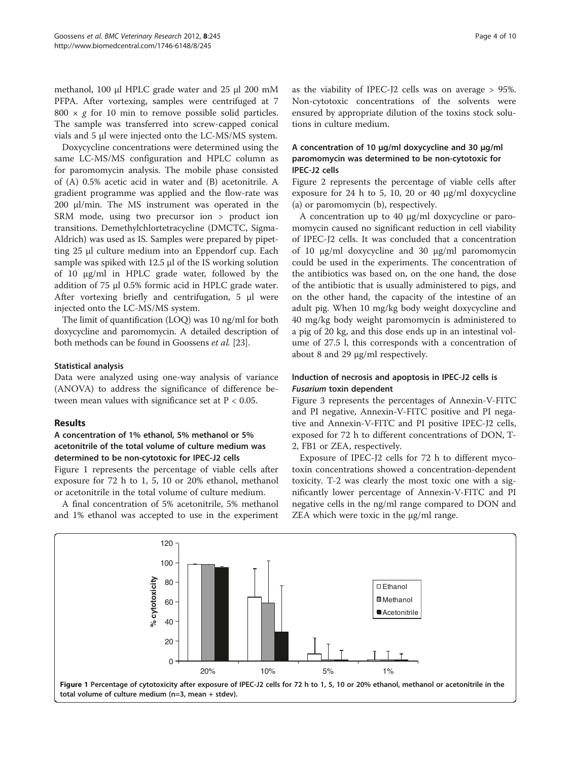methanol, 100 µl HPLC grade water and 25 µl 200 mM PFPA. After vortexing, samples were centrifuged at 7 800 × *g* for 10 min to remove possible solid particles. The sample was transferred into screw-capped conical vials and 5 µl were injected onto the LC-MS/MS system.

Doxycycline concentrations were determined using the same LC-MS/MS configuration and HPLC column as for paromomycin analysis. The mobile phase consisted of (A) 0.5% acetic acid in water and (B) acetonitrile. A gradient programme was applied and the flow-rate was 200 µl/min. The MS instrument was operated in the SRM mode, using two precursor ion > product ion transitions. Demethylchlortetracycline (DMCTC, Sigma-Aldrich) was used as IS. Samples were prepared by pipetting 25 µl culture medium into an Eppendorf cup. Each sample was spiked with 12.5 µl of the IS working solution of 10 µg/ml in HPLC grade water, followed by the addition of 75 µl 0.5% formic acid in HPLC grade water. After vortexing briefly and centrifugation, 5 µl were injected onto the LC-MS/MS system.

The limit of quantification (LOQ) was 10 ng/ml for both doxycycline and paromomycin. A detailed description of both methods can be found in Goossens *et al.* [23].

### Statistical analysis

Data were analyzed using one-way analysis of variance (ANOVA) to address the significance of difference between mean values with significance set at $P < 0.05$.

## Results

### A concentration of 1% ethanol, 5% methanol or 5% acetonitrile of the total volume of culture medium was determined to be non-cytotoxic for IPEC-J2 cells

Figure 1 represents the percentage of viable cells after exposure for 72 h to 1, 5, 10 or 20% ethanol, methanol or acetonitrile in the total volume of culture medium.

A final concentration of 5% acetonitrile, 5% methanol and 1% ethanol was accepted to use in the experiment as the viability of IPEC-J2 cells was on average > 95%. Non-cytotoxic concentrations of the solvents were ensured by appropriate dilution of the toxins stock solutions in culture medium.

### A concentration of 10 µg/ml doxycycline and 30 µg/ml paromomycin was determined to be non-cytotoxic for IPEC-J2 cells

Figure 2 represents the percentage of viable cells after exposure for 24 h to 5, 10, 20 or 40 µg/ml doxycycline (a) or paromomycin (b), respectively.

A concentration up to 40 µg/ml doxycycline or paromomycin caused no significant reduction in cell viability of IPEC-J2 cells. It was concluded that a concentration of 10 µg/ml doxycycline and 30 µg/ml paromomycin could be used in the experiments. The concentration of the antibiotics was based on, on the one hand, the dose of the antibiotic that is usually administered to pigs, and on the other hand, the capacity of the intestine of an adult pig. When 10 mg/kg body weight doxycycline and 40 mg/kg body weight paromomycin is administered to a pig of 20 kg, and this dose ends up in an intestinal volume of 27.5 l, this corresponds with a concentration of about 8 and 29 µg/ml respectively.

### Induction of necrosis and apoptosis in IPEC-J2 cells is *Fusarium* toxin dependent

Figure 3 represents the percentages of Annexin-V-FITC and PI negative, Annexin-V-FITC positive and PI negative and Annexin-V-FITC and PI positive IPEC-J2 cells, exposed for 72 h to different concentrations of DON, T-2, FB1 or ZEA, respectively.

Exposure of IPEC-J2 cells for 72 h to different mycotoxin concentrations showed a concentration-dependent toxicity. T-2 was clearly the most toxic one with a significantly lower percentage of Annexin-V-FITC and PI negative cells in the ng/ml range compared to DON and ZEA which were toxic in the µg/ml range.

**Figure 1 Percentage of cytotoxicity after exposure of IPEC-J2 cells for 72 h to 1, 5, 10 or 20% ethanol, methanol or acetonitrile in the total volume of culture medium (n=3, mean + stdev).**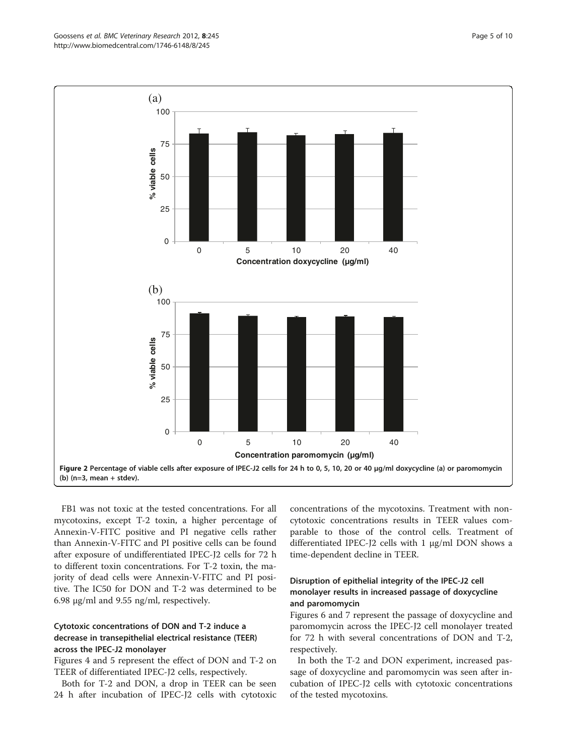Figure 2 Percentage of viable cells after exposure of IPEC-J2 cells for 24 h to 0, 5, 10, 20 or 40 µg/ml doxycycline (a) or paromomycin (b) (n=3, mean + stdev).

FB1 was not toxic at the tested concentrations. For all mycotoxins, except T-2 toxin, a higher percentage of Annexin-V-FITC positive and PI negative cells rather than Annexin-V-FITC and PI positive cells can be found after exposure of undifferentiated IPEC-J2 cells for 72 h to different toxin concentrations. For T-2 toxin, the majority of dead cells were Annexin-V-FITC and PI positive. The IC50 for DON and T-2 was determined to be 6.98 µg/ml and 9.55 ng/ml, respectively.

### Cytotoxic concentrations of DON and T-2 induce a decrease in transepithelial electrical resistance (TEER) across the IPEC-J2 monolayer

Figures 4 and 5 represent the effect of DON and T-2 on TEER of differentiated IPEC-J2 cells, respectively.

Both for T-2 and DON, a drop in TEER can be seen 24 h after incubation of IPEC-J2 cells with cytotoxic concentrations of the mycotoxins. Treatment with non-cytotoxic concentrations results in TEER values comparable to those of the control cells. Treatment of differentiated IPEC-J2 cells with 1 µg/ml DON shows a time-dependent decline in TEER.

### Disruption of epithelial integrity of the IPEC-J2 cell monolayer results in increased passage of doxycycline and paromomycin

Figures 6 and 7 represent the passage of doxycycline and paromomycin across the IPEC-J2 cell monolayer treated for 72 h with several concentrations of DON and T-2, respectively.

In both the T-2 and DON experiment, increased passage of doxycycline and paromomycin was seen after incubation of IPEC-J2 cells with cytotoxic concentrations of the tested mycotoxins.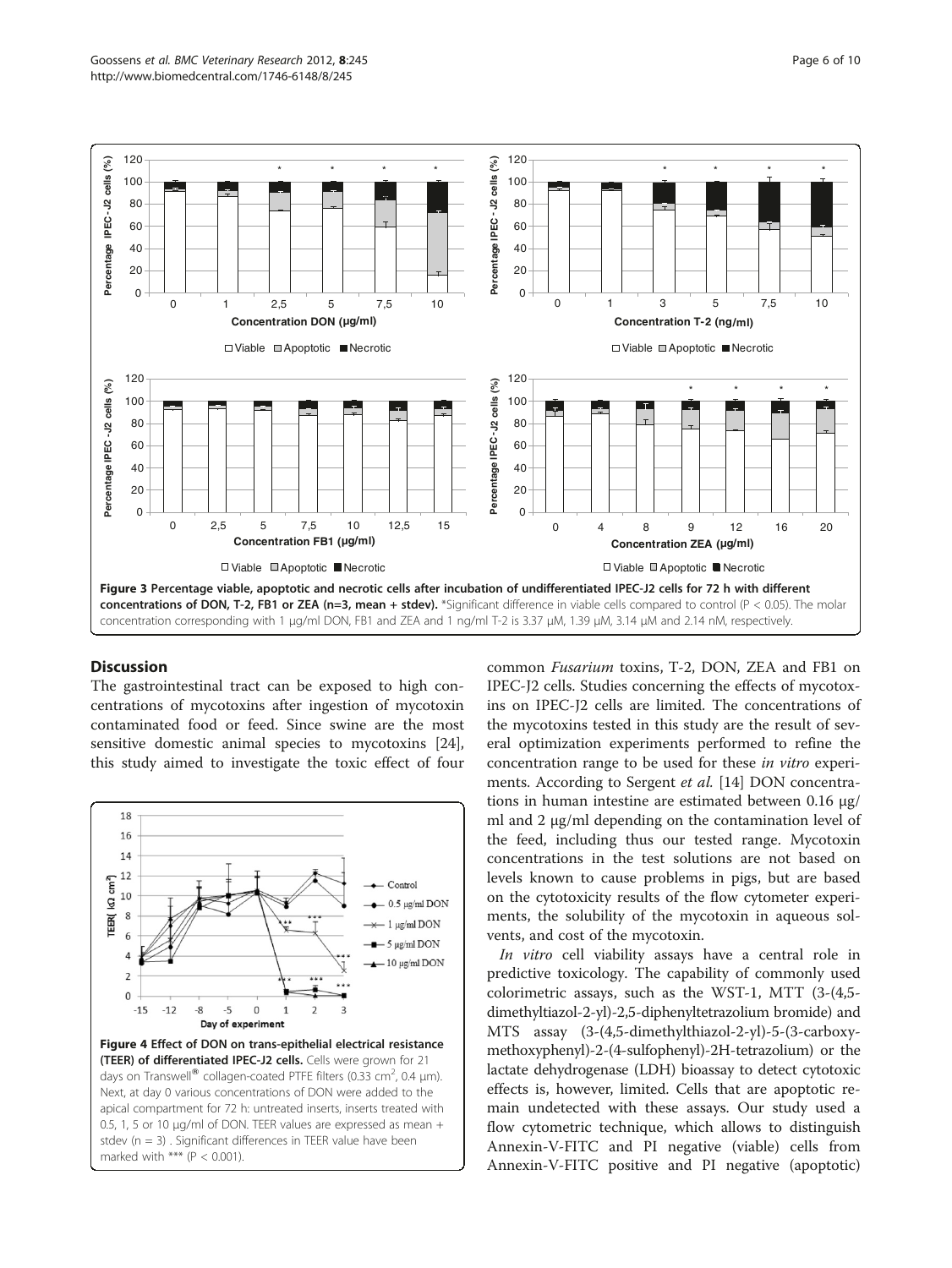**Figure 3 Percentage viable, apoptotic and necrotic cells after incubation of undifferentiated IPEC-J2 cells for 72 h with different concentrations of DON, T-2, FB1 or ZEA (n=3, mean + stdev).** *Significant difference in viable cells compared to control (P < 0.05). The molar concentration corresponding with 1 μg/ml DON, FB1 and ZEA and 1 ng/ml T-2 is 3.37 μM, 1.39 μM, 3.14 μM and 2.14 nM, respectively.

## Discussion

The gastrointestinal tract can be exposed to high concentrations of mycotoxins after ingestion of mycotoxin contaminated food or feed. Since swine are the most sensitive domestic animal species to mycotoxins [24], this study aimed to investigate the toxic effect of four common *Fusarium* toxins, T-2, DON, ZEA and FB1 on IPEC-J2 cells. Studies concerning the effects of mycotoxins on IPEC-J2 cells are limited. The concentrations of the mycotoxins tested in this study are the result of several optimization experiments performed to refine the concentration range to be used for these *in vitro* experiments. According to Sergent *et al.* [14] DON concentrations in human intestine are estimated between 0.16 μg/ml and 2 μg/ml depending on the contamination level of the feed, including thus our tested range. Mycotoxin concentrations in the test solutions are not based on levels known to cause problems in pigs, but are based on the cytotoxicity results of the flow cytometer experiments, the solubility of the mycotoxin in aqueous solvents, and cost of the mycotoxin.

**Figure 4 Effect of DON on trans-epithelial electrical resistance (TEER) of differentiated IPEC-J2 cells.** Cells were grown for 21 days on Transwell® collagen-coated PTFE filters (0.33 $cm^2$, 0.4 μm). Next, at day 0 various concentrations of DON were added to the apical compartment for 72 h: untreated inserts, inserts treated with 0.5, 1, 5 or 10 μg/ml of DON. TEER values are expressed as mean + stdev (n = 3) . Significant differences in TEER value have been marked with *** (P < 0.001).

*In vitro* cell viability assays have a central role in predictive toxicology. The capability of commonly used colorimetric assays, such as the WST-1, MTT (3-(4,5-dimethyltiazol-2-yl)-2,5-diphenyltetrazolium bromide) and MTS assay (3-(4,5-dimethylthiazol-2-yl)-5-(3-carboxymethoxyphenyl)-2-(4-sulfophenyl)-2H-tetrazolium) or the lactate dehydrogenase (LDH) bioassay to detect cytotoxic effects is, however, limited. Cells that are apoptotic remain undetected with these assays. Our study used a flow cytometric technique, which allows to distinguish Annexin-V-FITC and PI negative (viable) cells from Annexin-V-FITC positive and PI negative (apoptotic)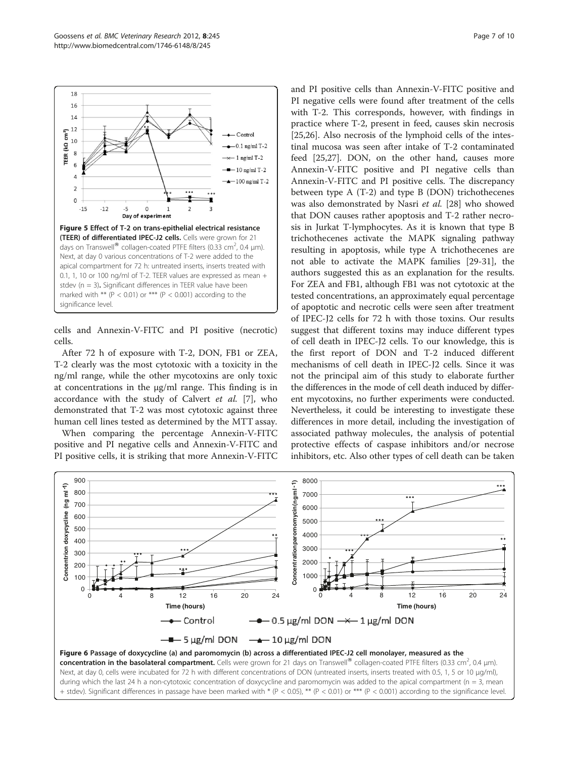**Figure 5 Effect of T-2 on trans-epithelial electrical resistance (TEER) of differentiated IPEC-J2 cells.** Cells were grown for 21 days on Transwell® collagen-coated PTFE filters (0.33 cm$^2$, 0.4 μm). Next, at day 0 various concentrations of T-2 were added to the apical compartment for 72 h: untreated inserts, inserts treated with 0.1, 1, 10 or 100 ng/ml of T-2. TEER values are expressed as mean + stdev (n = 3). Significant differences in TEER value have been marked with ** (P < 0.01) or *** (P < 0.001) according to the significance level.

cells and Annexin-V-FITC and PI positive (necrotic) cells.

After 72 h of exposure with T-2, DON, FB1 or ZEA, T-2 clearly was the most cytotoxic with a toxicity in the ng/ml range, while the other mycotoxins are only toxic at concentrations in the μg/ml range. This finding is in accordance with the study of Calvert *et al.* [7], who demonstrated that T-2 was most cytotoxic against three human cell lines tested as determined by the MTT assay.

When comparing the percentage Annexin-V-FITC positive and PI negative cells and Annexin-V-FITC and PI positive cells, it is striking that more Annexin-V-FITC and PI positive cells than Annexin-V-FITC positive and PI negative cells were found after treatment of the cells with T-2. This corresponds, however, with findings in practice where T-2, present in feed, causes skin necrosis [25,26]. Also necrosis of the lymphoid cells of the intestinal mucosa was seen after intake of T-2 contaminated feed [25,27]. DON, on the other hand, causes more Annexin-V-FITC positive and PI negative cells than Annexin-V-FITC and PI positive cells. The discrepancy between type A (T-2) and type B (DON) trichothecenes was also demonstrated by Nasri *et al.* [28] who showed that DON causes rather apoptosis and T-2 rather necrosis in Jurkat T-lymphocytes. As it is known that type B trichothecenes activate the MAPK signaling pathway resulting in apoptosis, while type A trichothecenes are not able to activate the MAPK families [29-31], the authors suggested this as an explanation for the results. For ZEA and FB1, although FB1 was not cytotoxic at the tested concentrations, an approximately equal percentage of apoptotic and necrotic cells were seen after treatment of IPEC-J2 cells for 72 h with those toxins. Our results suggest that different toxins may induce different types of cell death in IPEC-J2 cells. To our knowledge, this is the first report of DON and T-2 induced different mechanisms of cell death in IPEC-J2 cells. Since it was not the principal aim of this study to elaborate further the differences in the mode of cell death induced by different mycotoxins, no further experiments were conducted. Nevertheless, it could be interesting to investigate these differences in more detail, including the investigation of associated pathway molecules, the analysis of potential protective effects of caspase inhibitors and/or necrose inhibitors, etc. Also other types of cell death can be taken

**Figure 6 Passage of doxycycline (a) and paromomycin (b) across a differentiated IPEC-J2 cell monolayer, measured as the concentration in the basolateral compartment.** Cells were grown for 21 days on Transwell® collagen-coated PTFE filters (0.33 cm$^2$, 0.4 μm). Next, at day 0, cells were incubated for 72 h with different concentrations of DON (untreated inserts, inserts treated with 0.5, 1, 5 or 10 μg/ml), during which the last 24 h a non-cytotoxic concentration of doxycycline and paromomycin was added to the apical compartment (n = 3, mean + stdev). Significant differences in passage have been marked with * (P < 0.05), ** (P < 0.01) or *** (P < 0.001) according to the significance level.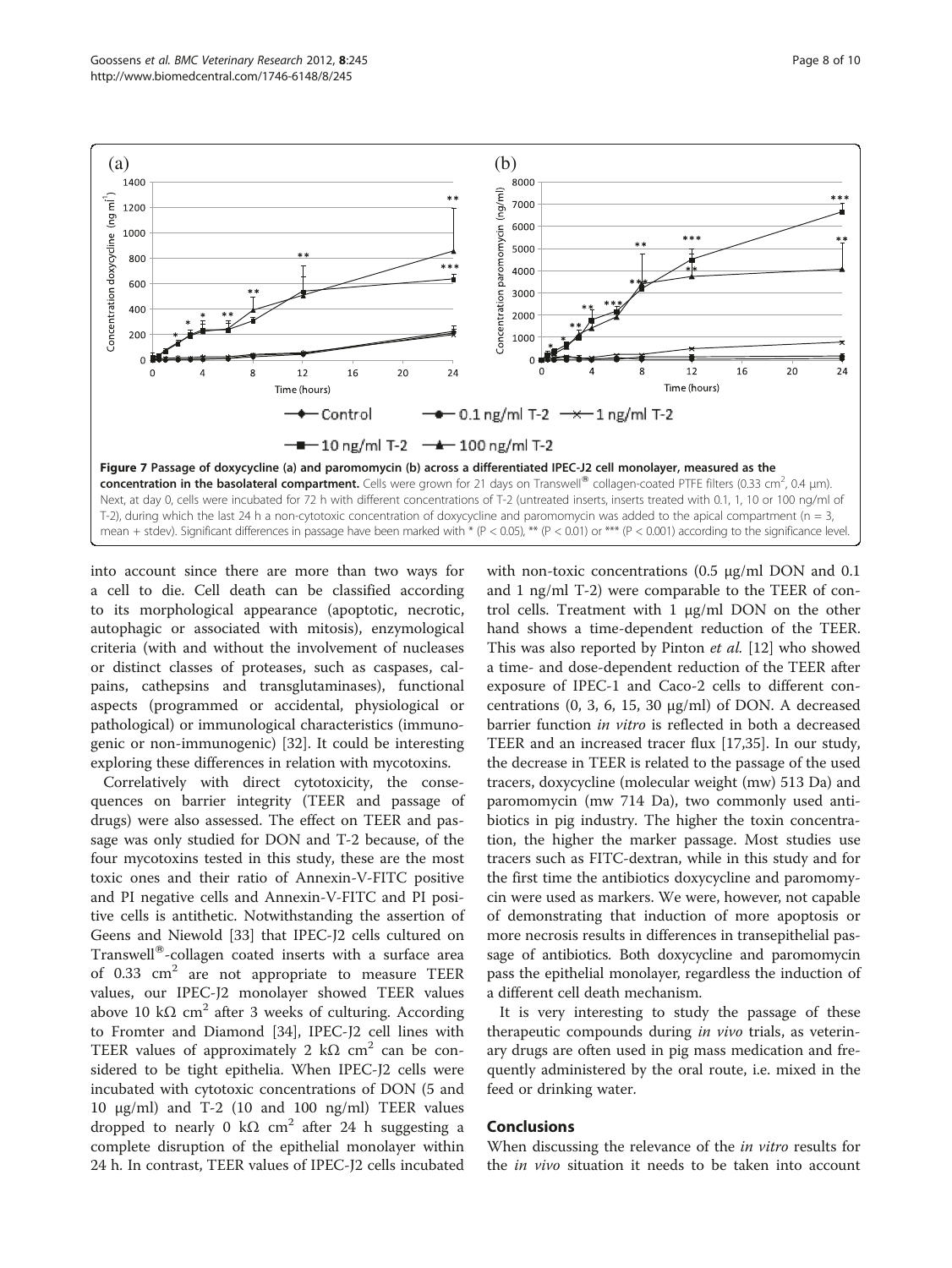**Figure 7 Passage of doxycycline (a) and paromomycin (b) across a differentiated IPEC-J2 cell monolayer, measured as the concentration in the basolateral compartment.** Cells were grown for 21 days on Transwell® collagen-coated PTFE filters (0.33 cm², 0.4 μm). Next, at day 0, cells were incubated for 72 h with different concentrations of T-2 (untreated inserts, inserts treated with 0.1, 1, 10 or 100 ng/ml of T-2), during which the last 24 h a non-cytotoxic concentration of doxycycline and paromomycin was added to the apical compartment (n = 3, mean + stdev). Significant differences in passage have been marked with * (P < 0.05), ** (P < 0.01) or *** (P < 0.001) according to the significance level.

into account since there are more than two ways for a cell to die. Cell death can be classified according to its morphological appearance (apoptotic, necrotic, autophagic or associated with mitosis), enzymological criteria (with and without the involvement of nucleases or distinct classes of proteases, such as caspases, calpains, cathepsins and transglutaminases), functional aspects (programmed or accidental, physiological or pathological) or immunological characteristics (immunogenic or non-immunogenic) [32]. It could be interesting exploring these differences in relation with mycotoxins.

Correlatively with direct cytotoxicity, the consequences on barrier integrity (TEER and passage of drugs) were also assessed. The effect on TEER and passage was only studied for DON and T-2 because, of the four mycotoxins tested in this study, these are the most toxic ones and their ratio of Annexin-V-FITC positive and PI negative cells and Annexin-V-FITC and PI positive cells is antithetic. Notwithstanding the assertion of Geens and Niewold [33] that IPEC-J2 cells cultured on Transwell®-collagen coated inserts with a surface area of 0.33 cm² are not appropriate to measure TEER values, our IPEC-J2 monolayer showed TEER values above 10 kΩ cm² after 3 weeks of culturing. According to Fromter and Diamond [34], IPEC-J2 cell lines with TEER values of approximately 2 kΩ cm² can be considered to be tight epithelia. When IPEC-J2 cells were incubated with cytotoxic concentrations of DON (5 and 10 μg/ml) and T-2 (10 and 100 ng/ml) TEER values dropped to nearly 0 kΩ cm² after 24 h suggesting a complete disruption of the epithelial monolayer within 24 h. In contrast, TEER values of IPEC-J2 cells incubated with non-toxic concentrations (0.5 μg/ml DON and 0.1 and 1 ng/ml T-2) were comparable to the TEER of control cells. Treatment with 1 μg/ml DON on the other hand shows a time-dependent reduction of the TEER. This was also reported by Pinton *et al.* [12] who showed a time- and dose-dependent reduction of the TEER after exposure of IPEC-1 and Caco-2 cells to different concentrations (0, 3, 6, 15, 30 μg/ml) of DON. A decreased barrier function *in vitro* is reflected in both a decreased TEER and an increased tracer flux [17,35]. In our study, the decrease in TEER is related to the passage of the used tracers, doxycycline (molecular weight (mw) 513 Da) and paromomycin (mw 714 Da), two commonly used antibiotics in pig industry. The higher the toxin concentration, the higher the marker passage. Most studies use tracers such as FITC-dextran, while in this study and for the first time the antibiotics doxycycline and paromomycin were used as markers. We were, however, not capable of demonstrating that induction of more apoptosis or more necrosis results in differences in transepithelial passage of antibiotics. Both doxycycline and paromomycin pass the epithelial monolayer, regardless the induction of a different cell death mechanism.

It is very interesting to study the passage of these therapeutic compounds during *in vivo* trials, as veterinary drugs are often used in pig mass medication and frequently administered by the oral route, i.e. mixed in the feed or drinking water.

## Conclusions

When discussing the relevance of the *in vitro* results for the *in vivo* situation it needs to be taken into account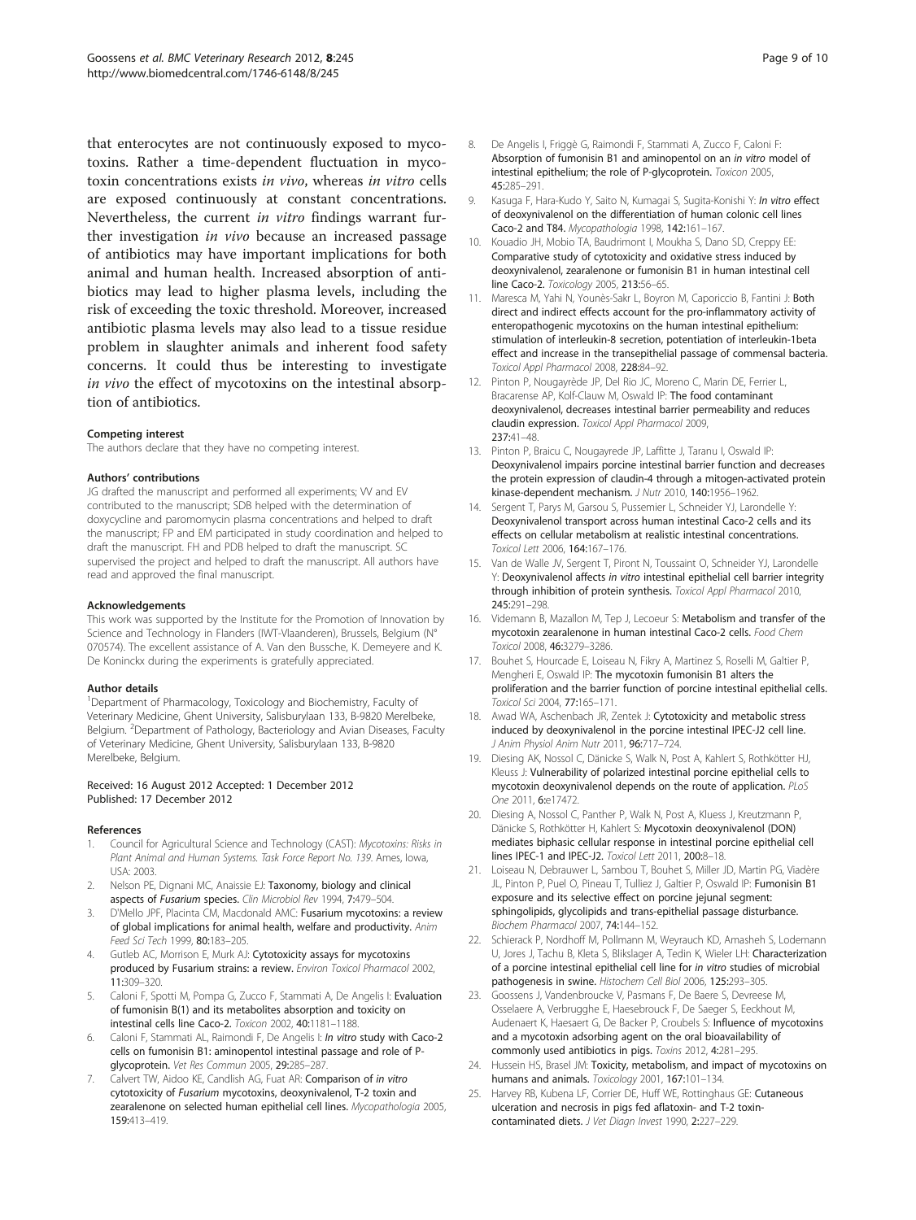that enterocytes are not continuously exposed to mycotoxins. Rather a time-dependent fluctuation in mycotoxin concentrations exists *in vivo*, whereas *in vitro* cells are exposed continuously at constant concentrations. Nevertheless, the current *in vitro* findings warrant further investigation *in vivo* because an increased passage of antibiotics may have important implications for both animal and human health. Increased absorption of antibiotics may lead to higher plasma levels, including the risk of exceeding the toxic threshold. Moreover, increased antibiotic plasma levels may also lead to a tissue residue problem in slaughter animals and inherent food safety concerns. It could thus be interesting to investigate *in vivo* the effect of mycotoxins on the intestinal absorption of antibiotics.

#### Competing interest

The authors declare that they have no competing interest.

#### Authors' contributions

JG drafted the manuscript and performed all experiments; VV and EV contributed to the manuscript; SDB helped with the determination of doxycycline and paromomycin plasma concentrations and helped to draft the manuscript; FP and EM participated in study coordination and helped to draft the manuscript. FH and PDB helped to draft the manuscript. SC supervised the project and helped to draft the manuscript. All authors have read and approved the final manuscript.

#### Acknowledgements

This work was supported by the Institute for the Promotion of Innovation by Science and Technology in Flanders (IWT-Vlaanderen), Brussels, Belgium (N° 070574). The excellent assistance of A. Van den Bussche, K. Demeyere and K. De Koninckx during the experiments is gratefully appreciated.

#### Author details

[1]Department of Pharmacology, Toxicology and Biochemistry, Faculty of Veterinary Medicine, Ghent University, Salisburylaan 133, B-9820 Merelbeke, Belgium. [2]Department of Pathology, Bacteriology and Avian Diseases, Faculty of Veterinary Medicine, Ghent University, Salisburylaan 133, B-9820 Merelbeke, Belgium.

Received: 16 August 2012 Accepted: 1 December 2012
Published: 17 December 2012

#### References

1. Council for Agricultural Science and Technology (CAST): *Mycotoxins: Risks in Plant Animal and Human Systems. Task Force Report No. 139.* Ames, Iowa, USA: 2003.
2. Nelson PE, Dignani MC, Anaissie EJ: **Taxonomy, biology and clinical aspects of *Fusarium* species.** *Clin Microbiol Rev* 1994, **7:**479–504.
3. D'Mello JPF, Placinta CM, Macdonald AMC: **Fusarium mycotoxins: a review of global implications for animal health, welfare and productivity.** *Anim Feed Sci Tech* 1999, **80:**183–205.
4. Gutleb AC, Morrison E, Murk AJ: **Cytotoxicity assays for mycotoxins produced by Fusarium strains: a review.** *Environ Toxicol Pharmacol* 2002, **11:**309–320.
5. Caloni F, Spotti M, Pompa G, Zucco F, Stammati A, De Angelis I: **Evaluation of fumonisin B(1) and its metabolites absorption and toxicity on intestinal cells line Caco-2.** *Toxicon* 2002, **40:**1181–1188.
6. Caloni F, Stammati AL, Raimondi F, De Angelis I: ***In vitro* study with Caco-2 cells on fumonisin B1: aminopentol intestinal passage and role of P-glycoprotein.** *Vet Res Commun* 2005, **29:**285–287.
7. Calvert TW, Aidoo KE, Candlish AG, Fuat AR: **Comparison of *in vitro* cytotoxicity of *Fusarium* mycotoxins, deoxynivalenol, T-2 toxin and zearalenone on selected human epithelial cell lines.** *Mycopathologia* 2005, **159:**413–419.
8. De Angelis I, Friggè G, Raimondi F, Stammati A, Zucco F, Caloni F: **Absorption of fumonisin B1 and aminopentol on an *in vitro* model of intestinal epithelium; the role of P-glycoprotein.** *Toxicon* 2005, **45:**285–291.
9. Kasuga F, Hara-Kudo Y, Saito N, Kumagai S, Sugita-Konishi Y: ***In vitro* effect of deoxynivalenol on the differentiation of human colonic cell lines Caco-2 and T84.** *Mycopathologia* 1998, **142:**161–167.
10. Kouadio JH, Mobio TA, Baudrimont I, Moukha S, Dano SD, Creppy EE: **Comparative study of cytotoxicity and oxidative stress induced by deoxynivalenol, zearalenone or fumonisin B1 in human intestinal cell line Caco-2.** *Toxicology* 2005, **213:**56–65.
11. Maresca M, Yahi N, Younès-Sakr L, Boyron M, Caporiccio B, Fantini J: **Both direct and indirect effects account for the pro-inflammatory activity of enteropathogenic mycotoxins on the human intestinal epithelium: stimulation of interleukin-8 secretion, potentiation of interleukin-1beta effect and increase in the transepithelial passage of commensal bacteria.** *Toxicol Appl Pharmacol* 2008, **228:**84–92.
12. Pinton P, Nougayrède JP, Del Rio JC, Moreno C, Marin DE, Ferrier L, Bracarense AP, Kolf-Clauw M, Oswald IP: **The food contaminant deoxynivalenol, decreases intestinal barrier permeability and reduces claudin expression.** *Toxicol Appl Pharmacol* 2009, **237:**41–48.
13. Pinton P, Braicu C, Nougayrede JP, Laffitte J, Taranu I, Oswald IP: **Deoxynivalenol impairs porcine intestinal barrier function and decreases the protein expression of claudin-4 through a mitogen-activated protein kinase-dependent mechanism.** *J Nutr* 2010, **140:**1956–1962.
14. Sergent T, Parys M, Garsou S, Pussemier L, Schneider YJ, Larondelle Y: **Deoxynivalenol transport across human intestinal Caco-2 cells and its effects on cellular metabolism at realistic intestinal concentrations.** *Toxicol Lett* 2006, **164:**167–176.
15. Van de Walle JV, Sergent T, Piront N, Toussaint O, Schneider YJ, Larondelle Y: **Deoxynivalenol affects *in vitro* intestinal epithelial cell barrier integrity through inhibition of protein synthesis.** *Toxicol Appl Pharmacol* 2010, **245:**291–298.
16. Videmann B, Mazallon M, Tep J, Lecoeur S: **Metabolism and transfer of the mycotoxin zearalenone in human intestinal Caco-2 cells.** *Food Chem Toxicol* 2008, **46:**3279–3286.
17. Bouhet S, Hourcade E, Loiseau N, Fikry A, Martinez S, Roselli M, Galtier P, Mengheri E, Oswald IP: **The mycotoxin fumonisin B1 alters the proliferation and the barrier function of porcine intestinal epithelial cells.** *Toxicol Sci* 2004, **77:**165–171.
18. Awad WA, Aschenbach JR, Zentek J: **Cytotoxicity and metabolic stress induced by deoxynivalenol in the porcine intestinal IPEC-J2 cell line.** *J Anim Physiol Anim Nutr* 2011, **96:**717–724.
19. Diesing AK, Nossol C, Dänicke S, Walk N, Post A, Kahlert S, Rothkötter HJ, Kleuss J: **Vulnerability of polarized intestinal porcine epithelial cells to mycotoxin deoxynivalenol depends on the route of application.** *PLoS One* 2011, **6:**e17472.
20. Diesing A, Nossol C, Panther P, Walk N, Post A, Kluess J, Kreutzmann P, Dänicke S, Rothkötter H, Kahlert S: **Mycotoxin deoxynivalenol (DON) mediates biphasic cellular response in intestinal porcine epithelial cell lines IPEC-1 and IPEC-J2.** *Toxicol Lett* 2011, **200:**8–18.
21. Loiseau N, Debrauwer L, Sambou T, Bouhet S, Miller JD, Martin PG, Viadère JL, Pinton P, Puel O, Pineau T, Tulliez J, Galtier P, Oswald IP: **Fumonisin B1 exposure and its selective effect on porcine jejunal segment: sphingolipids, glycolipids and trans-epithelial passage disturbance.** *Biochem Pharmacol* 2007, **74:**144–152.
22. Schierack P, Nordhoff M, Pollmann M, Weyrauch KD, Amasheh S, Lodemann U, Jores J, Tachu B, Kleta S, Blikslager A, Tedin K, Wieler LH: **Characterization of a porcine intestinal epithelial cell line for *in vitro* studies of microbial pathogenesis in swine.** *Histochem Cell Biol* 2006, **125:**293–305.
23. Goossens J, Vandenbroucke V, Pasmans F, De Baere S, Devreese M, Osselaere A, Verbrugghe E, Haesebrouck F, De Saeger S, Eeckhout M, Audenaert K, Haesaert G, De Backer P, Croubels S: **Influence of mycotoxins and a mycotoxin adsorbing agent on the oral bioavailability of commonly used antibiotics in pigs.** *Toxins* 2012, **4:**281–295.
24. Hussein HS, Brasel JM: **Toxicity, metabolism, and impact of mycotoxins on humans and animals.** *Toxicology* 2001, **167:**101–134.
25. Harvey RB, Kubena LF, Corrier DE, Huff WE, Rottinghaus GE: **Cutaneous ulceration and necrosis in pigs fed aflatoxin- and T-2 toxin-contaminated diets.** *J Vet Diagn Invest* 1990, **2:**227–229.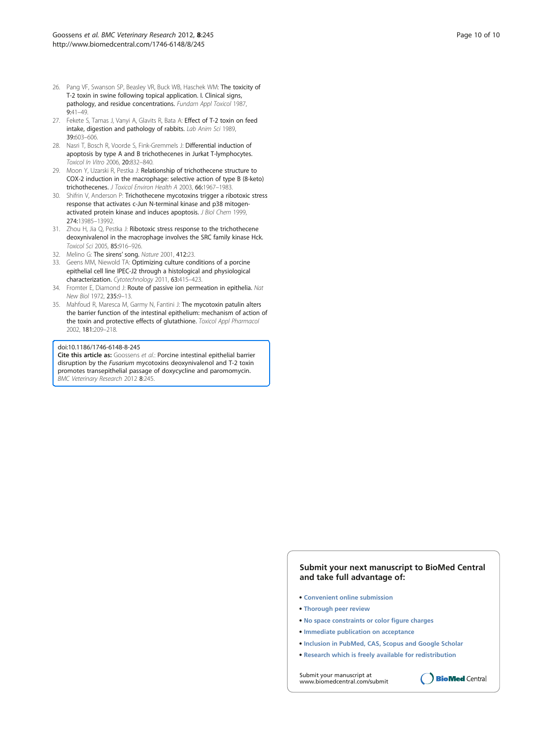26. Pang VF, Swanson SP, Beasley VR, Buck WB, Haschek WM: **The toxicity of T-2 toxin in swine following topical application. I. Clinical signs, pathology, and residue concentrations.** *Fundam Appl Toxicol* 1987, **9:**41–49.
27. Fekete S, Tamas J, Vanyi A, Glavits R, Bata A: **Effect of T-2 toxin on feed intake, digestion and pathology of rabbits.** *Lab Anim Sci* 1989, **39:**603–606.
28. Nasri T, Bosch R, Voorde S, Fink-Gremmels J: **Differential induction of apoptosis by type A and B trichothecenes in Jurkat T-lymphocytes.** *Toxicol In Vitro* 2006, **20:**832–840.
29. Moon Y, Uzarski R, Pestka J: **Relationship of trichothecene structure to COX-2 induction in the macrophage: selective action of type B (8-keto) trichothecenes.** *J Toxicol Environ Health A* 2003, **66:**1967–1983.
30. Shifrin V, Anderson P: **Trichothecene mycotoxins trigger a ribotoxic stress response that activates c-Jun N-terminal kinase and p38 mitogen-activated protein kinase and induces apoptosis.** *J Biol Chem* 1999, **274:**13985–13992.
31. Zhou H, Jia Q, Pestka J: **Ribotoxic stress response to the trichothecene deoxynivalenol in the macrophage involves the SRC family kinase Hck.** *Toxicol Sci* 2005, **85:**916–926.
32. Melino G: **The sirens' song.** *Nature* 2001, **412:**23.
33. Geens MM, Niewold TA: **Optimizing culture conditions of a porcine epithelial cell line IPEC-J2 through a histological and physiological characterization.** *Cytotechnology* 2011, **63:**415–423.
34. Fromter E, Diamond J: **Route of passive ion permeation in epithelia.** *Nat New Biol* 1972, **235:**9–13.
35. Mahfoud R, Maresca M, Garmy N, Fantini J: **The mycotoxin patulin alters the barrier function of the intestinal epithelium: mechanism of action of the toxin and protective effects of glutathione.** *Toxicol Appl Pharmacol* 2002, **181:**209–218.

doi:10.1186/1746-6148-8-245

**Cite this article as:** Goossens *et al.*: Porcine intestinal epithelial barrier disruption by the *Fusarium* mycotoxins deoxynivalenol and T-2 toxin promotes transepithelial passage of doxycycline and paromomycin. *BMC Veterinary Research* 2012 **8**:245.

**Submit your next manuscript to BioMed Central and take full advantage of:**

- **Convenient online submission**
- **Thorough peer review**
- **No space constraints or color figure charges**
- **Immediate publication on acceptance**
- **Inclusion in PubMed, CAS, Scopus and Google Scholar**
- **Research which is freely available for redistribution**

Submit your manuscript at
www.biomedcentral.com/submit

BioMed Central